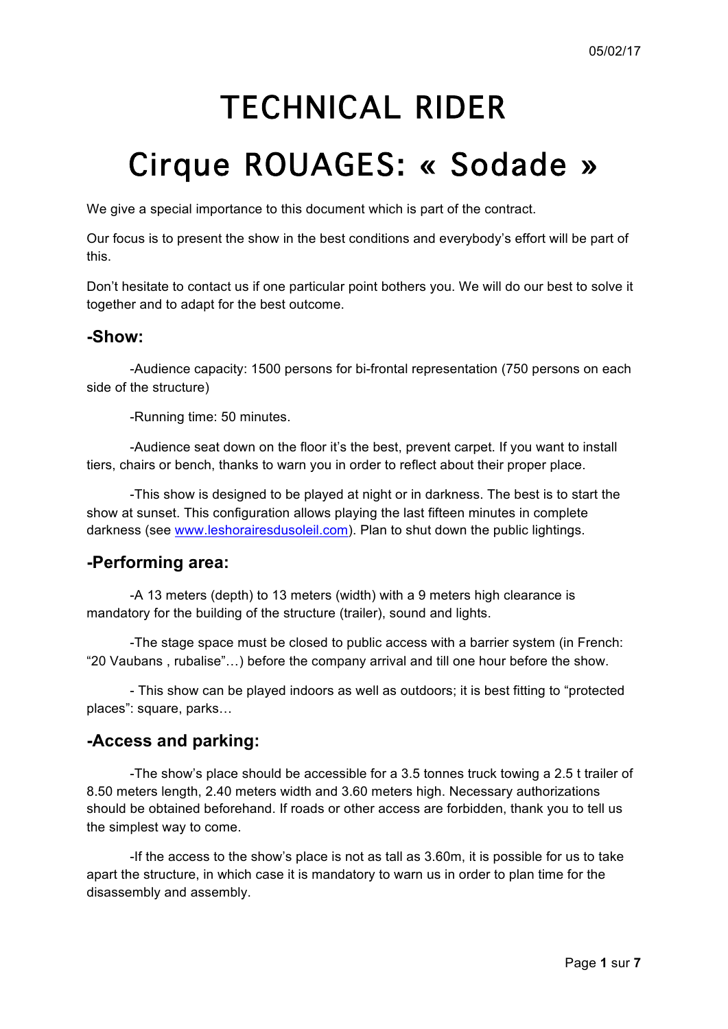05/02/17

# TECHNICAL RIDER

# Cirque ROUAGES: « Sodade »

We give a special importance to this document which is part of the contract.

Our focus is to present the show in the best conditions and everybody's effort will be part of this.

Don't hesitate to contact us if one particular point bothers you. We will do our best to solve it together and to adapt for the best outcome.

## -Show:

-Audience capacity: 1500 persons for bi-frontal representation (750 persons on each side of the structure)

-Running time: 50 minutes.

-Audience seat down on the floor it's the best, prevent carpet. If you want to install tiers, chairs or bench, thanks to warn you in order to reflect about their proper place.

-This show is designed to be played at night or in darkness. The best is to start the show at sunset. This configuration allows playing the last fifteen minutes in complete darkness (see www.leshorairesdusoleil.com). Plan to shut down the public lightings.

## -Performing area:

-A 13 meters (depth) to 13 meters (width) with a 9 meters high clearance is mandatory for the building of the structure (trailer), sound and lights.

-The stage space must be closed to public access with a barrier system (in French: "20 Vaubans , rubalise"…) before the company arrival and till one hour before the show.

- This show can be played indoors as well as outdoors; it is best fitting to "protected places": square, parks…

## -Access and parking:

-The show's place should be accessible for a 3.5 tonnes truck towing a 2.5 t trailer of 8.50 meters length, 2.40 meters width and 3.60 meters high. Necessary authorizations should be obtained beforehand. If roads or other access are forbidden, thank you to tell us the simplest way to come.

-If the access to the show's place is not as tall as 3.60m, it is possible for us to take apart the structure, in which case it is mandatory to warn us in order to plan time for the disassembly and assembly.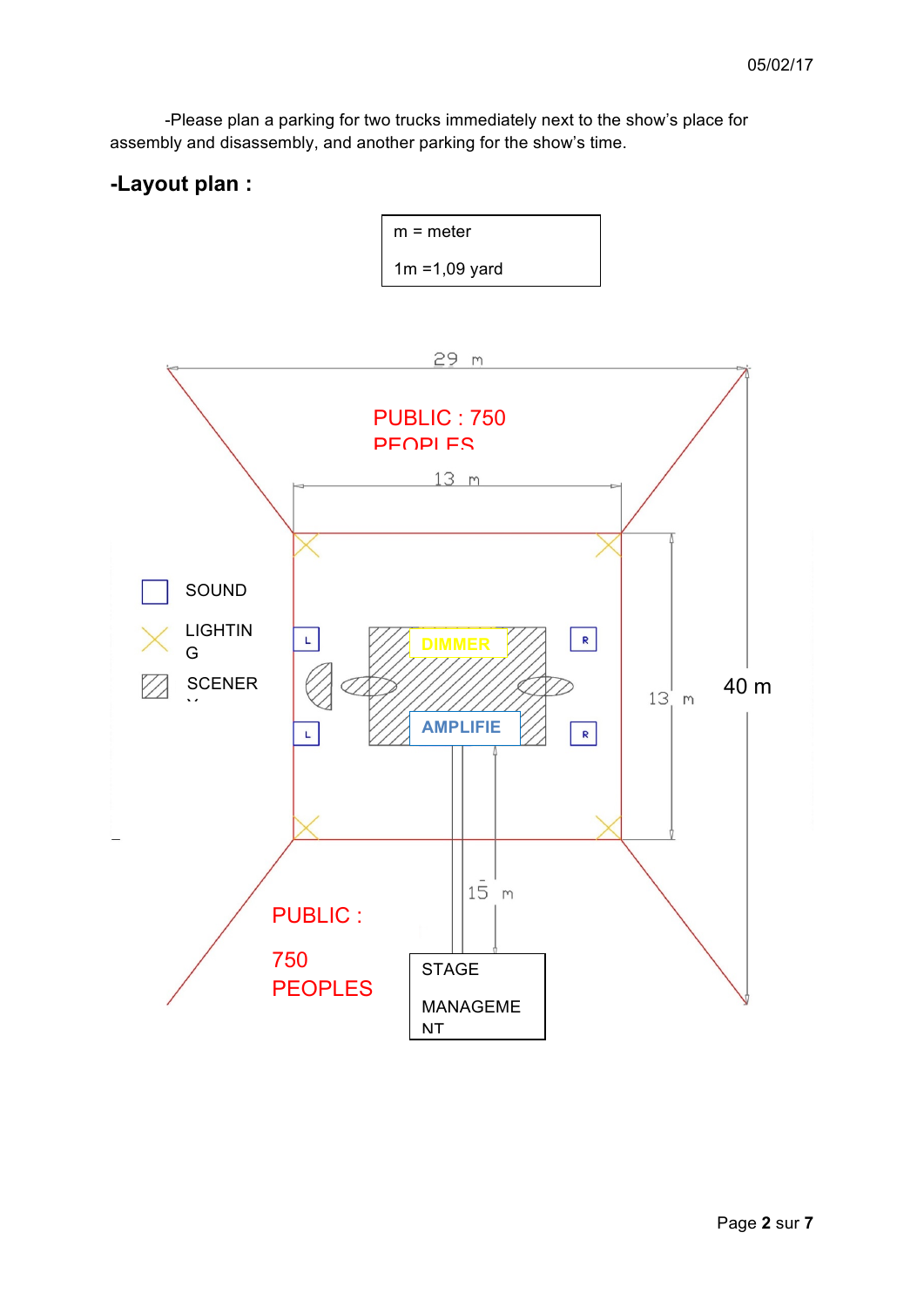-Please plan a parking for two trucks immediately next to the show's place for assembly and disassembly, and another parking for the show's time.

## -Layout plan :

| m = meter |
| --- |
| 1m =1,09 yard |

29 m

PUBLIC : 750 PEOPLES

13 m

SOUND

LIGHTING

SCENERY

DIMMER

AMPLIFIE

13 m

40 m

15 m

PUBLIC :

750 PEOPLES

STAGE MANAGEMENT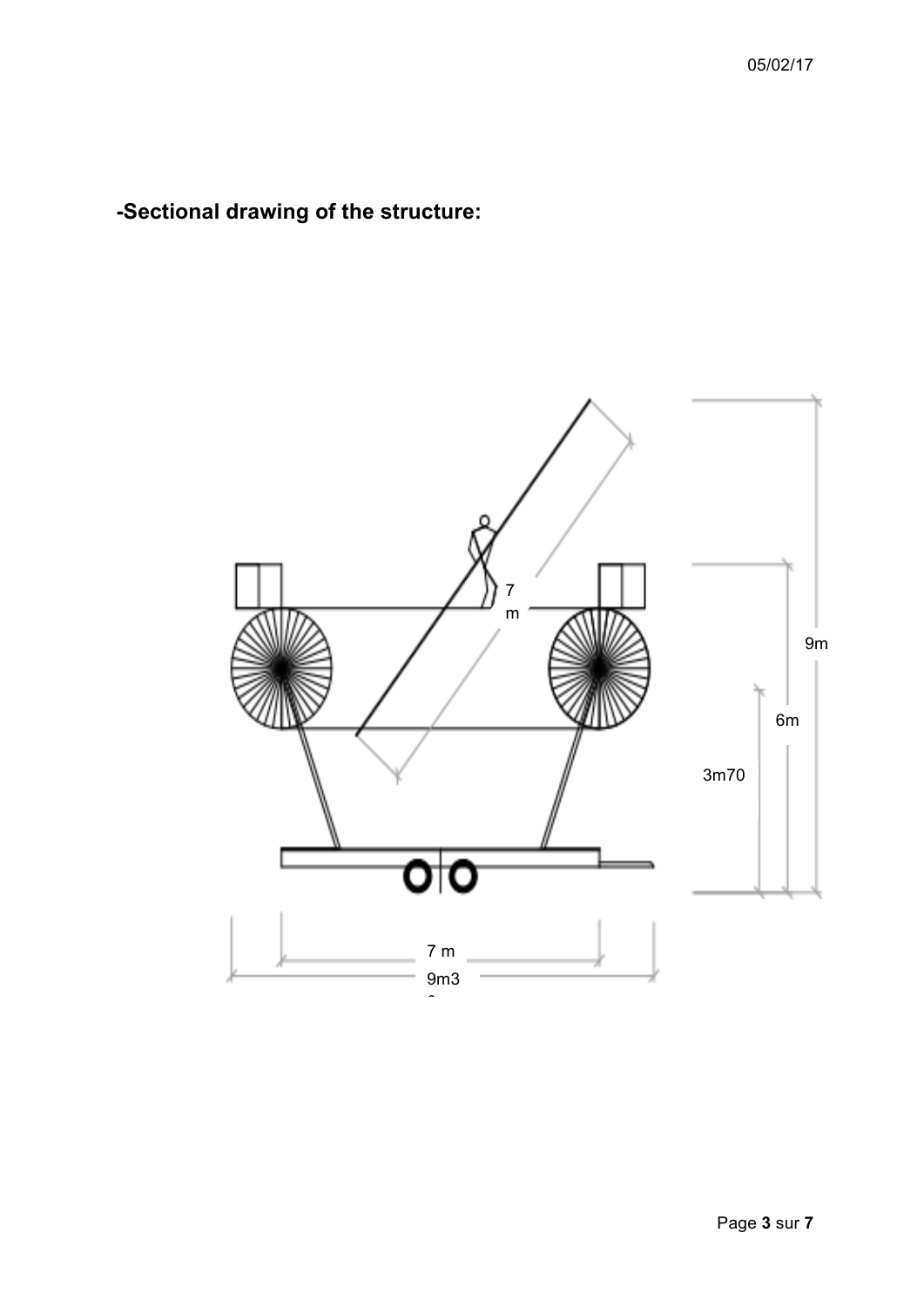**-Sectional drawing of the structure:**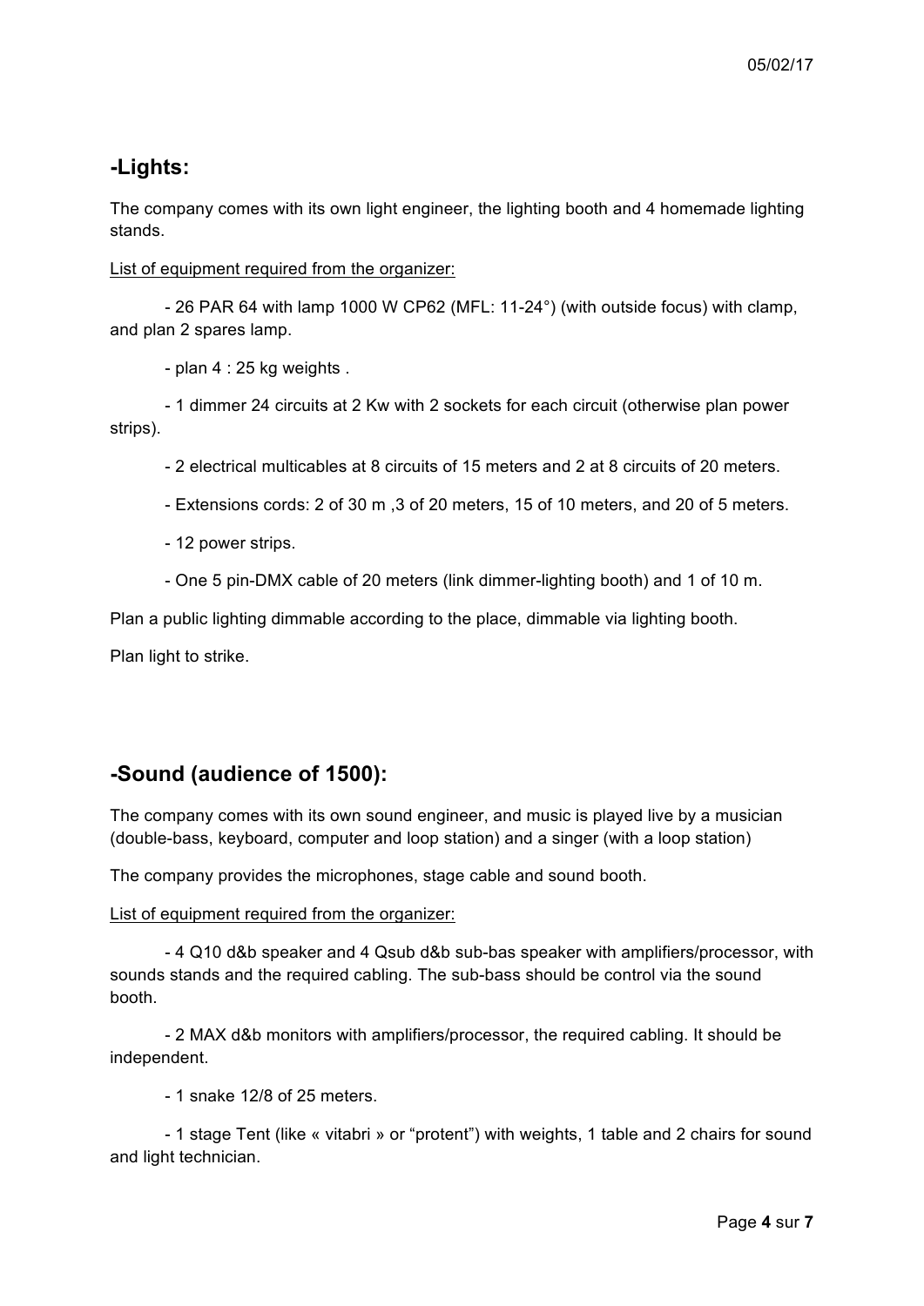## -Lights:

The company comes with its own light engineer, the lighting booth and 4 homemade lighting stands.

List of equipment required from the organizer:

- 26 PAR 64 with lamp 1000 W CP62 (MFL: 11-24°) (with outside focus) with clamp, and plan 2 spares lamp.
- plan 4 : 25 kg weights .
- 1 dimmer 24 circuits at 2 Kw with 2 sockets for each circuit (otherwise plan power strips).
- 2 electrical multicables at 8 circuits of 15 meters and 2 at 8 circuits of 20 meters.
- Extensions cords: 2 of 30 m ,3 of 20 meters, 15 of 10 meters, and 20 of 5 meters.
- 12 power strips.
- One 5 pin-DMX cable of 20 meters (link dimmer-lighting booth) and 1 of 10 m.

Plan a public lighting dimmable according to the place, dimmable via lighting booth.

Plan light to strike.

## -Sound (audience of 1500):

The company comes with its own sound engineer, and music is played live by a musician (double-bass, keyboard, computer and loop station) and a singer (with a loop station)

The company provides the microphones, stage cable and sound booth.

List of equipment required from the organizer:

- 4 Q10 d&b speaker and 4 Qsub d&b sub-bas speaker with amplifiers/processor, with sounds stands and the required cabling. The sub-bass should be control via the sound booth.
- 2 MAX d&b monitors with amplifiers/processor, the required cabling. It should be independent.
- 1 snake 12/8 of 25 meters.
- 1 stage Tent (like « vitabri » or "protent") with weights, 1 table and 2 chairs for sound and light technician.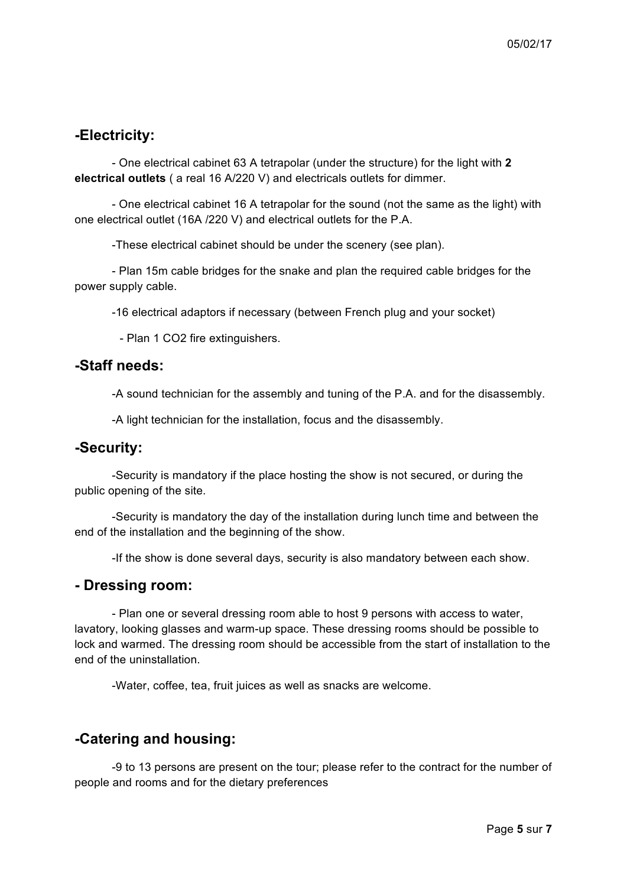## -Electricity:

- One electrical cabinet 63 A tetrapolar (under the structure) for the light with **2 electrical outlets** ( a real 16 A/220 V) and electricals outlets for dimmer.

- One electrical cabinet 16 A tetrapolar for the sound (not the same as the light) with one electrical outlet (16A /220 V) and electrical outlets for the P.A.

-These electrical cabinet should be under the scenery (see plan).

- Plan 15m cable bridges for the snake and plan the required cable bridges for the power supply cable.

-16 electrical adaptors if necessary (between French plug and your socket)

- Plan 1 $CO_2$ fire extinguishers.

## -Staff needs:

-A sound technician for the assembly and tuning of the P.A. and for the disassembly.

-A light technician for the installation, focus and the disassembly.

## -Security:

-Security is mandatory if the place hosting the show is not secured, or during the public opening of the site.

-Security is mandatory the day of the installation during lunch time and between the end of the installation and the beginning of the show.

-If the show is done several days, security is also mandatory between each show.

## - Dressing room:

- Plan one or several dressing room able to host 9 persons with access to water, lavatory, looking glasses and warm-up space. These dressing rooms should be possible to lock and warmed. The dressing room should be accessible from the start of installation to the end of the uninstallation.

-Water, coffee, tea, fruit juices as well as snacks are welcome.

## -Catering and housing:

-9 to 13 persons are present on the tour; please refer to the contract for the number of people and rooms and for the dietary preferences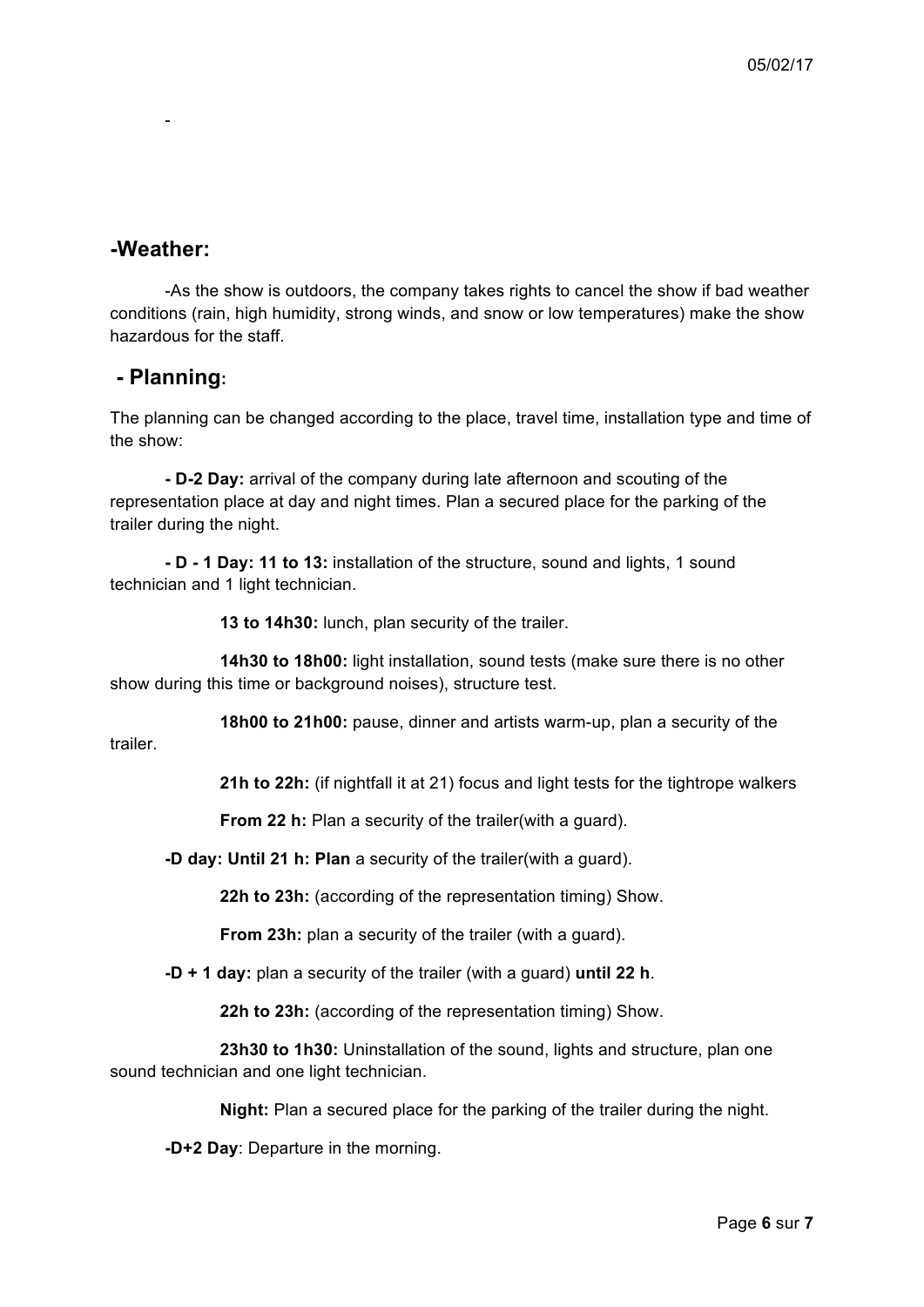-

## -Weather:

-As the show is outdoors, the company takes rights to cancel the show if bad weather conditions (rain, high humidity, strong winds, and snow or low temperatures) make the show hazardous for the staff.

## - Planning:

The planning can be changed according to the place, travel time, installation type and time of the show:

**- D-2 Day:** arrival of the company during late afternoon and scouting of the representation place at day and night times. Plan a secured place for the parking of the trailer during the night.

**- D - 1 Day: 11 to 13:** installation of the structure, sound and lights, 1 sound technician and 1 light technician.

**13 to 14h30:** lunch, plan security of the trailer.

**14h30 to 18h00:** light installation, sound tests (make sure there is no other show during this time or background noises), structure test.

**18h00 to 21h00:** pause, dinner and artists warm-up, plan a security of the trailer.

**21h to 22h:** (if nightfall it at 21) focus and light tests for the tightrope walkers

**From 22 h:** Plan a security of the trailer(with a guard).

**-D day: Until 21 h: Plan** a security of the trailer(with a guard).

**22h to 23h:** (according of the representation timing) Show.

**From 23h:** plan a security of the trailer (with a guard).

**-D + 1 day:** plan a security of the trailer (with a guard) **until 22 h**.

**22h to 23h:** (according of the representation timing) Show.

**23h30 to 1h30:** Uninstallation of the sound, lights and structure, plan one sound technician and one light technician.

**Night:** Plan a secured place for the parking of the trailer during the night.

**-D+2 Day**: Departure in the morning.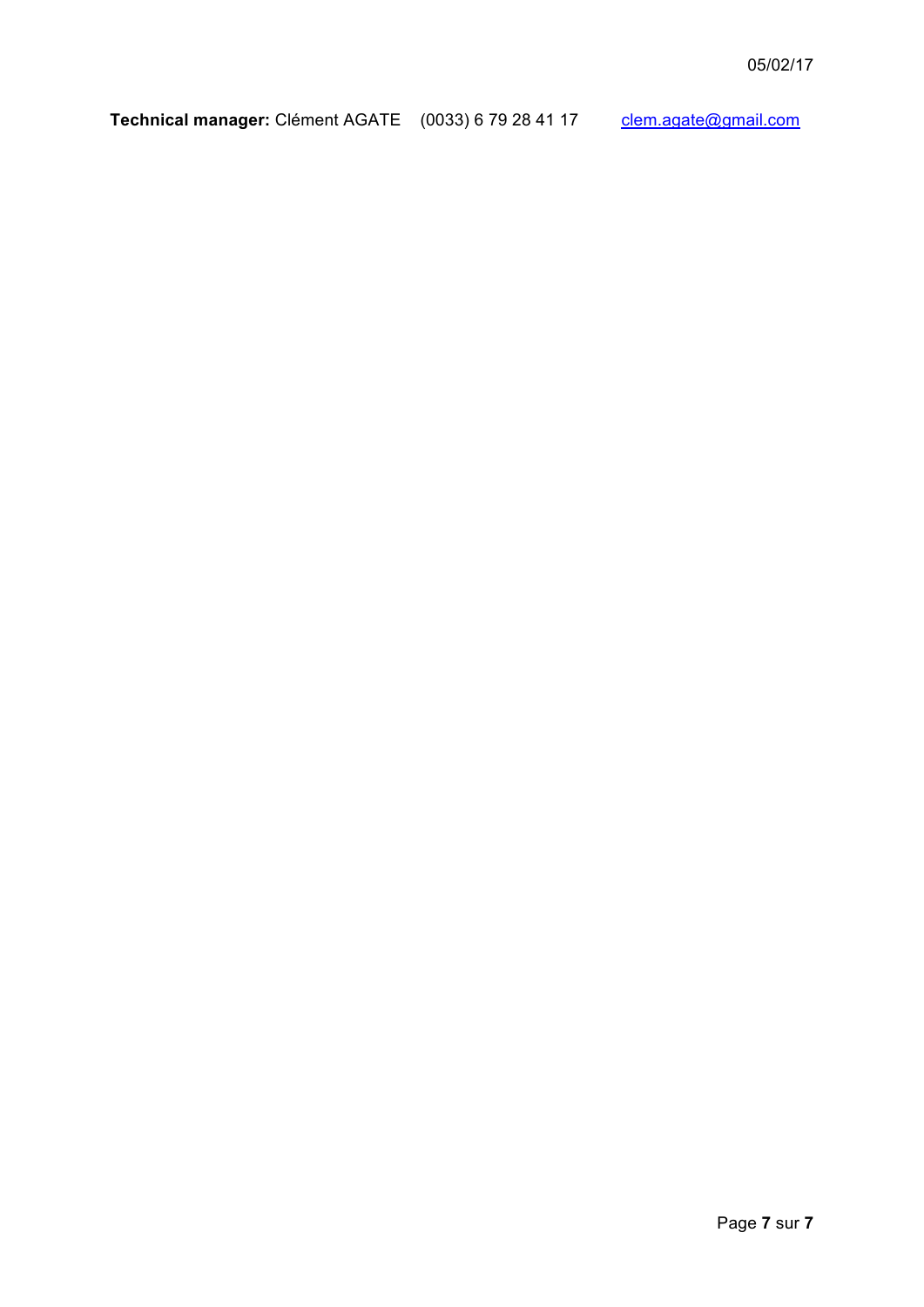**Technical manager:** Clément AGATE (0033) 6 79 28 41 17 clem.agate@gmail.com